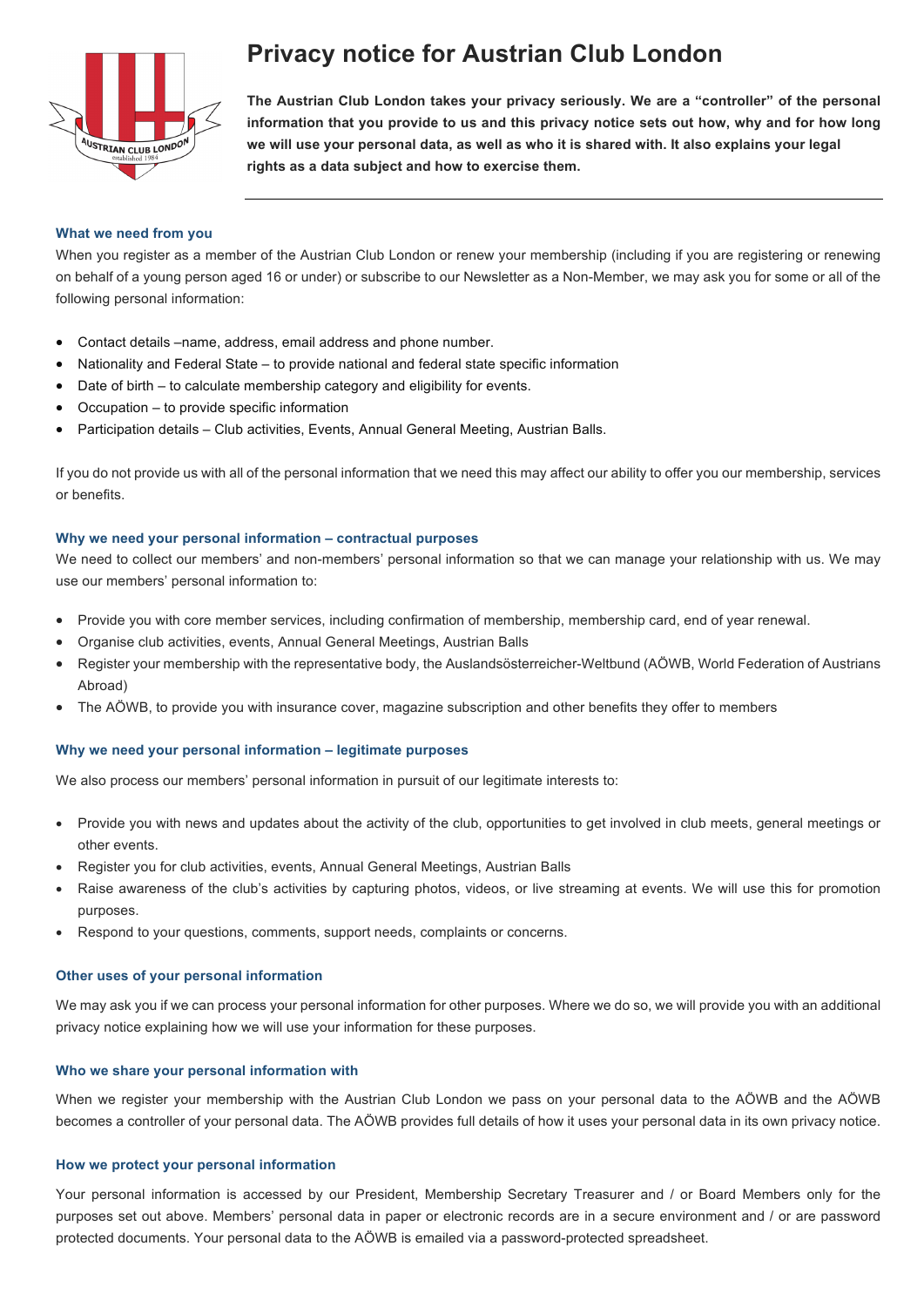# Privacy notice for Austrian Club London

**The Austrian Club London takes your privacy seriously. We are a "controller" of the personal information that you provide to us and this privacy notice sets out how, why and for how long we will use your personal data, as well as who it is shared with. It also explains your legal rights as a data subject and how to exercise them.**

### What we need from you

When you register as a member of the Austrian Club London or renew your membership (including if you are registering or renewing on behalf of a young person aged 16 or under) or subscribe to our Newsletter as a Non-Member, we may ask you for some or all of the following personal information:

- Contact details –name, address, email address and phone number.
- Nationality and Federal State – to provide national and federal state specific information
- Date of birth – to calculate membership category and eligibility for events.
- Occupation – to provide specific information
- Participation details – Club activities, Events, Annual General Meeting, Austrian Balls.

If you do not provide us with all of the personal information that we need this may affect our ability to offer you our membership, services or benefits.

### Why we need your personal information – contractual purposes

We need to collect our members' and non-members' personal information so that we can manage your relationship with us. We may use our members' personal information to:

- Provide you with core member services, including confirmation of membership, membership card, end of year renewal.
- Organise club activities, events, Annual General Meetings, Austrian Balls
- Register your membership with the representative body, the Auslandsösterreicher-Weltbund (AÖWB, World Federation of Austrians Abroad)
- The AÖWB, to provide you with insurance cover, magazine subscription and other benefits they offer to members

### Why we need your personal information – legitimate purposes

We also process our members' personal information in pursuit of our legitimate interests to:

- Provide you with news and updates about the activity of the club, opportunities to get involved in club meets, general meetings or other events.
- Register you for club activities, events, Annual General Meetings, Austrian Balls
- Raise awareness of the club's activities by capturing photos, videos, or live streaming at events. We will use this for promotion purposes.
- Respond to your questions, comments, support needs, complaints or concerns.

### Other uses of your personal information

We may ask you if we can process your personal information for other purposes. Where we do so, we will provide you with an additional privacy notice explaining how we will use your information for these purposes.

### Who we share your personal information with

When we register your membership with the Austrian Club London we pass on your personal data to the AÖWB and the AÖWB becomes a controller of your personal data. The AÖWB provides full details of how it uses your personal data in its own privacy notice.

### How we protect your personal information

Your personal information is accessed by our President, Membership Secretary Treasurer and / or Board Members only for the purposes set out above. Members' personal data in paper or electronic records are in a secure environment and / or are password protected documents. Your personal data to the AÖWB is emailed via a password-protected spreadsheet.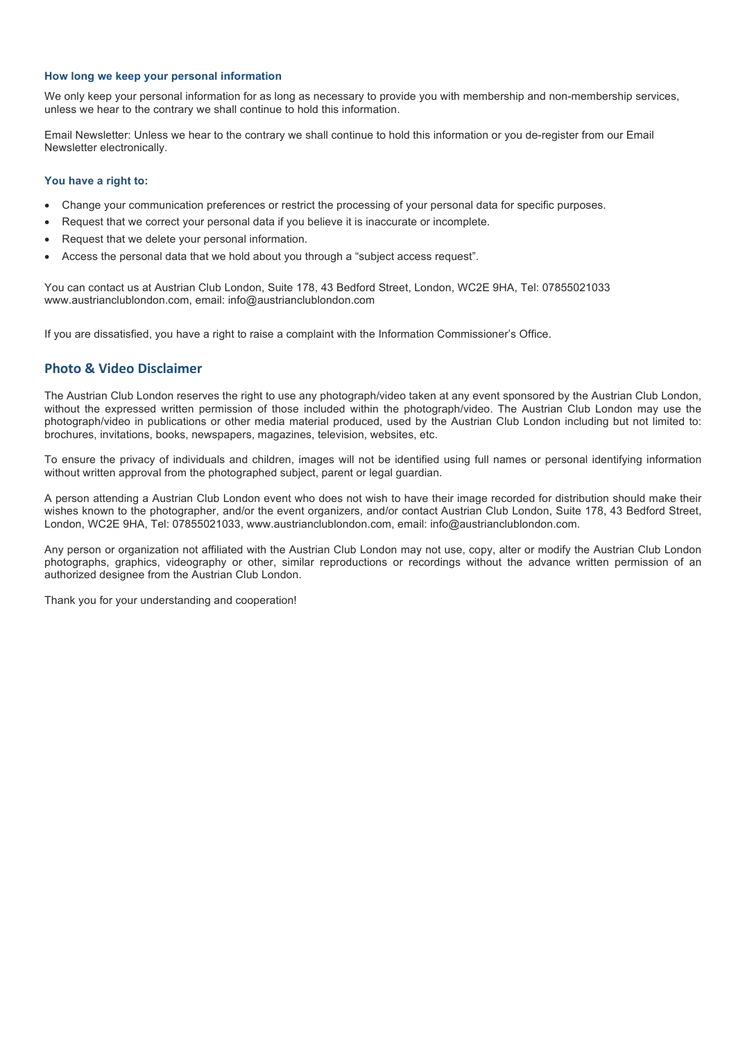### How long we keep your personal information

We only keep your personal information for as long as necessary to provide you with membership and non-membership services, unless we hear to the contrary we shall continue to hold this information.

Email Newsletter: Unless we hear to the contrary we shall continue to hold this information or you de-register from our Email Newsletter electronically.

### You have a right to:

- Change your communication preferences or restrict the processing of your personal data for specific purposes.
- Request that we correct your personal data if you believe it is inaccurate or incomplete.
- Request that we delete your personal information.
- Access the personal data that we hold about you through a "subject access request".

You can contact us at Austrian Club London, Suite 178, 43 Bedford Street, London, WC2E 9HA, Tel: 07855021033 www.austrianclublondon.com, email: info@austrianclublondon.com

If you are dissatisfied, you have a right to raise a complaint with the Information Commissioner's Office.

## Photo & Video Disclaimer

The Austrian Club London reserves the right to use any photograph/video taken at any event sponsored by the Austrian Club London, without the expressed written permission of those included within the photograph/video. The Austrian Club London may use the photograph/video in publications or other media material produced, used by the Austrian Club London including but not limited to: brochures, invitations, books, newspapers, magazines, television, websites, etc.

To ensure the privacy of individuals and children, images will not be identified using full names or personal identifying information without written approval from the photographed subject, parent or legal guardian.

A person attending a Austrian Club London event who does not wish to have their image recorded for distribution should make their wishes known to the photographer, and/or the event organizers, and/or contact Austrian Club London, Suite 178, 43 Bedford Street, London, WC2E 9HA, Tel: 07855021033, www.austrianclublondon.com, email: info@austrianclublondon.com.

Any person or organization not affiliated with the Austrian Club London may not use, copy, alter or modify the Austrian Club London photographs, graphics, videography or other, similar reproductions or recordings without the advance written permission of an authorized designee from the Austrian Club London.

Thank you for your understanding and cooperation!